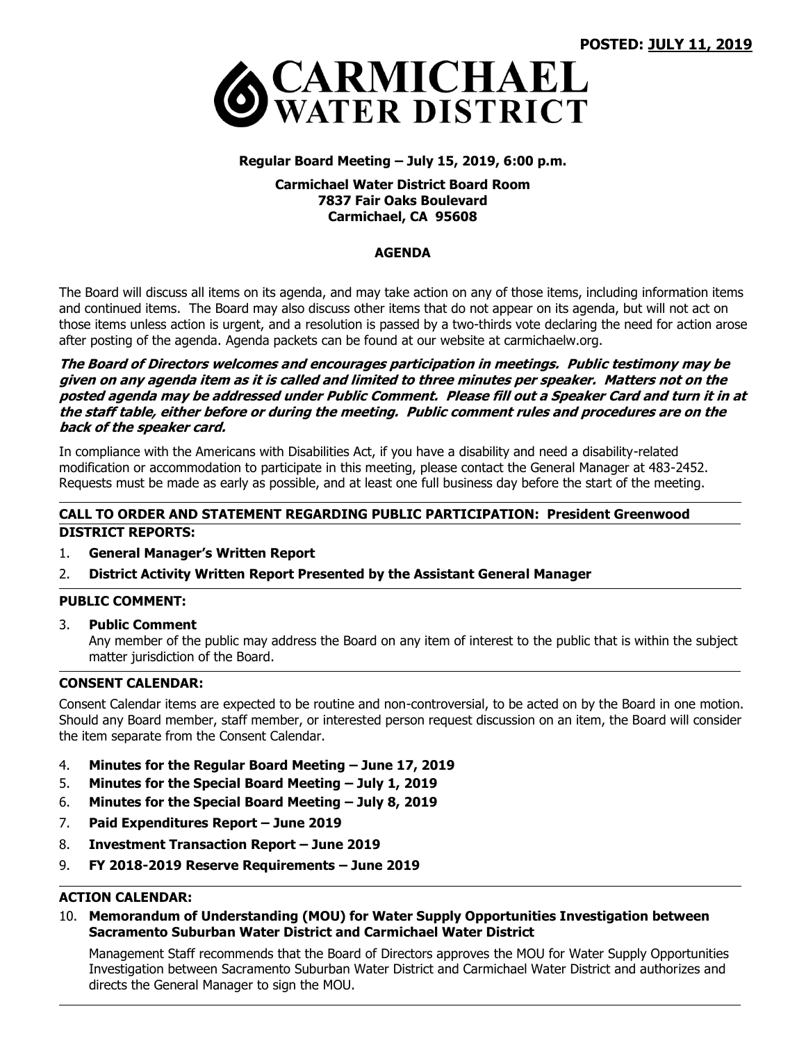**POSTED: JULY 11, 2019**

# CARMICHAEL WATER DISTRICT

**Regular Board Meeting – July 15, 2019, 6:00 p.m.**

**Carmichael Water District Board Room**
**7837 Fair Oaks Boulevard**
**Carmichael, CA 95608**

## AGENDA

The Board will discuss all items on its agenda, and may take action on any of those items, including information items and continued items. The Board may also discuss other items that do not appear on its agenda, but will not act on those items unless action is urgent, and a resolution is passed by a two-thirds vote declaring the need for action arose after posting of the agenda. Agenda packets can be found at our website at carmichaelw.org.

***The Board of Directors welcomes and encourages participation in meetings. Public testimony may be given on any agenda item as it is called and limited to three minutes per speaker. Matters not on the posted agenda may be addressed under Public Comment. Please fill out a Speaker Card and turn it in at the staff table, either before or during the meeting. Public comment rules and procedures are on the back of the speaker card.***

In compliance with the Americans with Disabilities Act, if you have a disability and need a disability-related modification or accommodation to participate in this meeting, please contact the General Manager at 483-2452. Requests must be made as early as possible, and at least one full business day before the start of the meeting.

---

### CALL TO ORDER AND STATEMENT REGARDING PUBLIC PARTICIPATION: President Greenwood

### DISTRICT REPORTS:

1. **General Manager's Written Report**
2. **District Activity Written Report Presented by the Assistant General Manager**

---

### PUBLIC COMMENT:

3. **Public Comment**
   Any member of the public may address the Board on any item of interest to the public that is within the subject matter jurisdiction of the Board.

---

### CONSENT CALENDAR:

Consent Calendar items are expected to be routine and non-controversial, to be acted on by the Board in one motion. Should any Board member, staff member, or interested person request discussion on an item, the Board will consider the item separate from the Consent Calendar.

4. **Minutes for the Regular Board Meeting – June 17, 2019**
5. **Minutes for the Special Board Meeting – July 1, 2019**
6. **Minutes for the Special Board Meeting – July 8, 2019**
7. **Paid Expenditures Report – June 2019**
8. **Investment Transaction Report – June 2019**
9. **FY 2018-2019 Reserve Requirements – June 2019**

---

### ACTION CALENDAR:

10. **Memorandum of Understanding (MOU) for Water Supply Opportunities Investigation between Sacramento Suburban Water District and Carmichael Water District**

    Management Staff recommends that the Board of Directors approves the MOU for Water Supply Opportunities Investigation between Sacramento Suburban Water District and Carmichael Water District and authorizes and directs the General Manager to sign the MOU.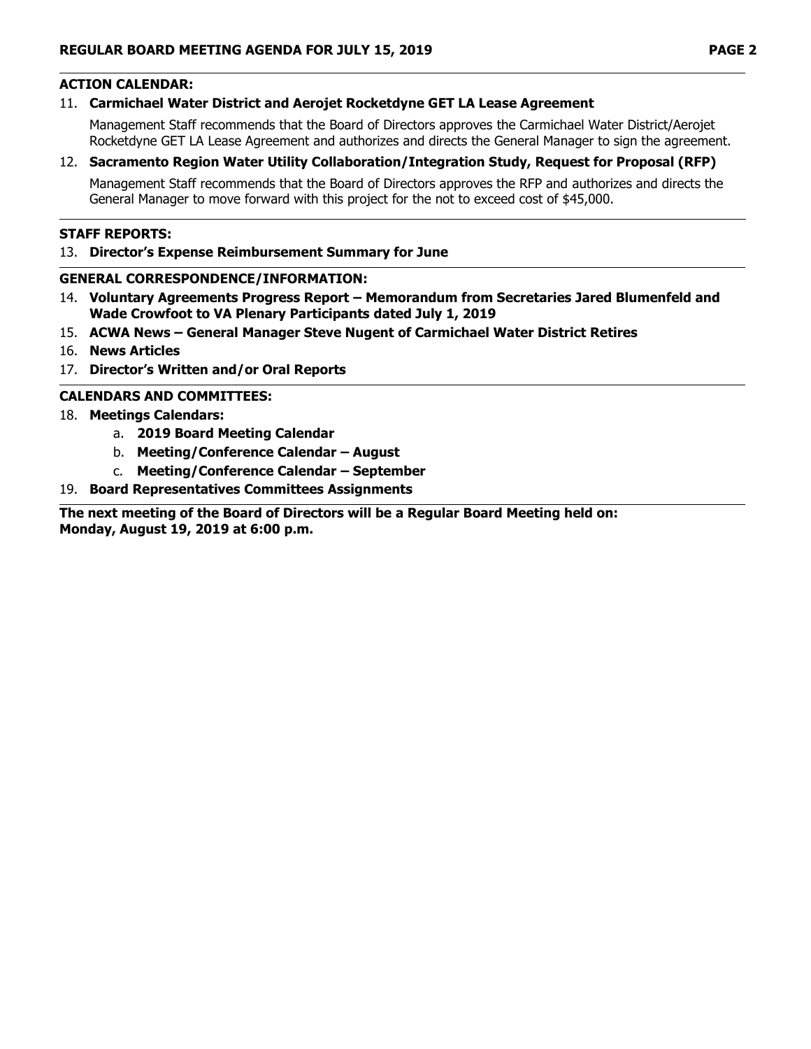**ACTION CALENDAR:**

11. **Carmichael Water District and Aerojet Rocketdyne GET LA Lease Agreement**

    Management Staff recommends that the Board of Directors approves the Carmichael Water District/Aerojet Rocketdyne GET LA Lease Agreement and authorizes and directs the General Manager to sign the agreement.

12. **Sacramento Region Water Utility Collaboration/Integration Study, Request for Proposal (RFP)**

    Management Staff recommends that the Board of Directors approves the RFP and authorizes and directs the General Manager to move forward with this project for the not to exceed cost of $45,000.

**STAFF REPORTS:**

13. **Director's Expense Reimbursement Summary for June**

**GENERAL CORRESPONDENCE/INFORMATION:**

14. **Voluntary Agreements Progress Report – Memorandum from Secretaries Jared Blumenfeld and Wade Crowfoot to VA Plenary Participants dated July 1, 2019**
15. **ACWA News – General Manager Steve Nugent of Carmichael Water District Retires**
16. **News Articles**
17. **Director's Written and/or Oral Reports**

**CALENDARS AND COMMITTEES:**

18. **Meetings Calendars:**
    a. **2019 Board Meeting Calendar**
    b. **Meeting/Conference Calendar – August**
    c. **Meeting/Conference Calendar – September**
19. **Board Representatives Committees Assignments**

**The next meeting of the Board of Directors will be a Regular Board Meeting held on:**
**Monday, August 19, 2019 at 6:00 p.m.**